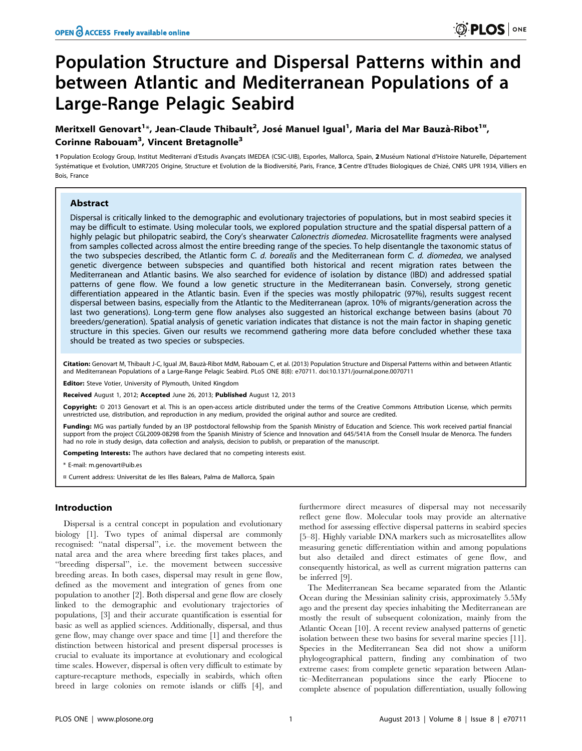# Population Structure and Dispersal Patterns within and between Atlantic and Mediterranean Populations of a Large-Range Pelagic Seabird

**Meritxell Genovart[1]\*, Jean-Claude Thibault[2], José Manuel Igual[1], Maria del Mar Bauzà-Ribot[1¤], Corinne Rabouam[3], Vincent Bretagnolle[3]**

1 Population Ecology Group, Institut Mediterrani d'Estudis Avançats IMEDEA (CSIC-UIB), Esporles, Mallorca, Spain, 2 Muséum National d'Histoire Naturelle, Département Systématique et Evolution, UMR7205 Origine, Structure et Evolution de la Biodiversité, Paris, France, 3 Centre d'Etudes Biologiques de Chizé, CNRS UPR 1934, Villiers en Bois, France

## Abstract

Dispersal is critically linked to the demographic and evolutionary trajectories of populations, but in most seabird species it may be difficult to estimate. Using molecular tools, we explored population structure and the spatial dispersal pattern of a highly pelagic but philopatric seabird, the Cory's shearwater *Calonectris diomedea*. Microsatellite fragments were analysed from samples collected across almost the entire breeding range of the species. To help disentangle the taxonomic status of the two subspecies described, the Atlantic form *C. d. borealis* and the Mediterranean form *C. d. diomedea*, we analysed genetic divergence between subspecies and quantified both historical and recent migration rates between the Mediterranean and Atlantic basins. We also searched for evidence of isolation by distance (IBD) and addressed spatial patterns of gene flow. We found a low genetic structure in the Mediterranean basin. Conversely, strong genetic differentiation appeared in the Atlantic basin. Even if the species was mostly philopatric (97%), results suggest recent dispersal between basins, especially from the Atlantic to the Mediterranean (aprox. 10% of migrants/generation across the last two generations). Long-term gene flow analyses also suggested an historical exchange between basins (about 70 breeders/generation). Spatial analysis of genetic variation indicates that distance is not the main factor in shaping genetic structure in this species. Given our results we recommend gathering more data before concluded whether these taxa should be treated as two species or subspecies.

**Citation:** Genovart M, Thibault J-C, Igual JM, Bauzà-Ribot MdM, Rabouam C, et al. (2013) Population Structure and Dispersal Patterns within and between Atlantic and Mediterranean Populations of a Large-Range Pelagic Seabird. PLoS ONE 8(8): e70711. doi:10.1371/journal.pone.0070711

**Editor:** Steve Votier, University of Plymouth, United Kingdom

**Received** August 1, 2012; **Accepted** June 26, 2013; **Published** August 12, 2013

**Copyright:** © 2013 Genovart et al. This is an open-access article distributed under the terms of the Creative Commons Attribution License, which permits unrestricted use, distribution, and reproduction in any medium, provided the original author and source are credited.

**Funding:** MG was partially funded by an I3P postdoctoral fellowship from the Spanish Ministry of Education and Science. This work received partial financial support from the project CGL2009-08298 from the Spanish Ministry of Science and Innovation and 645/541A from the Consell Insular de Menorca. The funders had no role in study design, data collection and analysis, decision to publish, or preparation of the manuscript.

**Competing Interests:** The authors have declared that no competing interests exist.

\* E-mail: m.genovart@uib.es

¤ Current address: Universitat de les Illes Balears, Palma de Mallorca, Spain

## Introduction

Dispersal is a central concept in population and evolutionary biology [1]. Two types of animal dispersal are commonly recognised: "natal dispersal", i.e. the movement between the natal area and the area where breeding first takes places, and "breeding dispersal", i.e. the movement between successive breeding areas. In both cases, dispersal may result in gene flow, defined as the movement and integration of genes from one population to another [2]. Both dispersal and gene flow are closely linked to the demographic and evolutionary trajectories of populations, [3] and their accurate quantification is essential for basic as well as applied sciences. Additionally, dispersal, and thus gene flow, may change over space and time [1] and therefore the distinction between historical and present dispersal processes is crucial to evaluate its importance at evolutionary and ecological time scales. However, dispersal is often very difficult to estimate by capture-recapture methods, especially in seabirds, which often breed in large colonies on remote islands or cliffs [4], and furthermore direct measures of dispersal may not necessarily reflect gene flow. Molecular tools may provide an alternative method for assessing effective dispersal patterns in seabird species [5–8]. Highly variable DNA markers such as microsatellites allow measuring genetic differentiation within and among populations but also detailed and direct estimates of gene flow, and consequently historical, as well as current migration patterns can be inferred [9].

The Mediterranean Sea became separated from the Atlantic Ocean during the Messinian salinity crisis, approximately 5.5My ago and the present day species inhabiting the Mediterranean are mostly the result of subsequent colonization, mainly from the Atlantic Ocean [10]. A recent review analysed patterns of genetic isolation between these two basins for several marine species [11]. Species in the Mediterranean Sea did not show a uniform phylogeographical pattern, finding any combination of two extreme cases: from complete genetic separation between Atlantic–Mediterranean populations since the early Pliocene to complete absence of population differentiation, usually following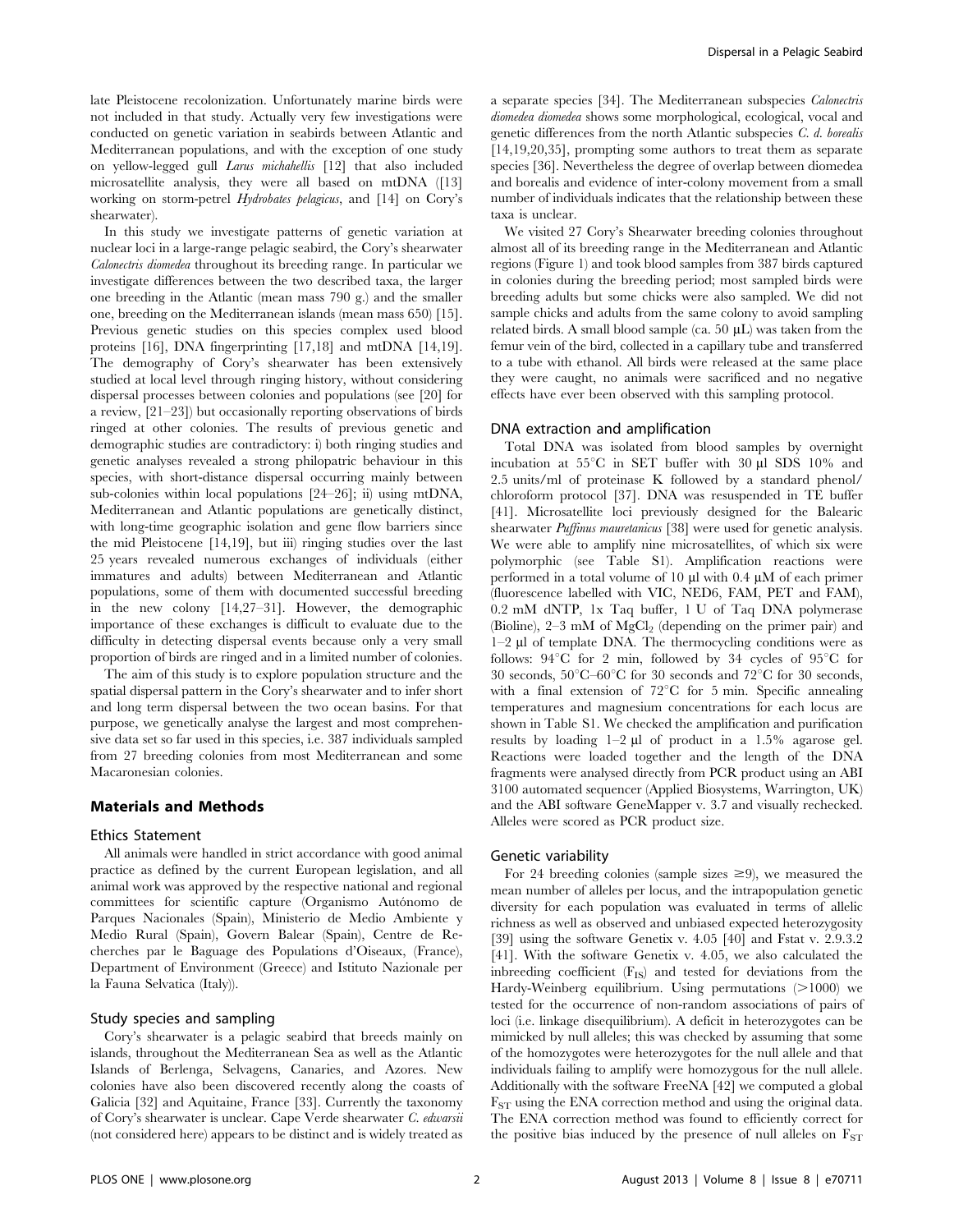late Pleistocene recolonization. Unfortunately marine birds were not included in that study. Actually very few investigations were conducted on genetic variation in seabirds between Atlantic and Mediterranean populations, and with the exception of one study on yellow-legged gull *Larus michahellis* [12] that also included microsatellite analysis, they were all based on mtDNA ([13] working on storm-petrel *Hydrobates pelagicus*, and [14] on Cory's shearwater).

In this study we investigate patterns of genetic variation at nuclear loci in a large-range pelagic seabird, the Cory's shearwater *Calonectris diomedea* throughout its breeding range. In particular we investigate differences between the two described taxa, the larger one breeding in the Atlantic (mean mass 790 g.) and the smaller one, breeding on the Mediterranean islands (mean mass 650) [15]. Previous genetic studies on this species complex used blood proteins [16], DNA fingerprinting [17,18] and mtDNA [14,19]. The demography of Cory's shearwater has been extensively studied at local level through ringing history, without considering dispersal processes between colonies and populations (see [20] for a review, [21–23]) but occasionally reporting observations of birds ringed at other colonies. The results of previous genetic and demographic studies are contradictory: i) both ringing studies and genetic analyses revealed a strong philopatric behaviour in this species, with short-distance dispersal occurring mainly between sub-colonies within local populations [24–26]; ii) using mtDNA, Mediterranean and Atlantic populations are genetically distinct, with long-time geographic isolation and gene flow barriers since the mid Pleistocene [14,19], but iii) ringing studies over the last 25 years revealed numerous exchanges of individuals (either immatures and adults) between Mediterranean and Atlantic populations, some of them with documented successful breeding in the new colony [14,27–31]. However, the demographic importance of these exchanges is difficult to evaluate due to the difficulty in detecting dispersal events because only a very small proportion of birds are ringed and in a limited number of colonies.

The aim of this study is to explore population structure and the spatial dispersal pattern in the Cory's shearwater and to infer short and long term dispersal between the two ocean basins. For that purpose, we genetically analyse the largest and most comprehensive data set so far used in this species, i.e. 387 individuals sampled from 27 breeding colonies from most Mediterranean and some Macaronesian colonies.

## Materials and Methods

### Ethics Statement

All animals were handled in strict accordance with good animal practice as defined by the current European legislation, and all animal work was approved by the respective national and regional committees for scientific capture (Organismo Autónomo de Parques Nacionales (Spain), Ministerio de Medio Ambiente y Medio Rural (Spain), Govern Balear (Spain), Centre de Recherches par le Baguage des Populations d'Oiseaux, (France), Department of Environment (Greece) and Istituto Nazionale per la Fauna Selvatica (Italy)).

### Study species and sampling

Cory's shearwater is a pelagic seabird that breeds mainly on islands, throughout the Mediterranean Sea as well as the Atlantic Islands of Berlenga, Selvagens, Canaries, and Azores. New colonies have also been discovered recently along the coasts of Galicia [32] and Aquitaine, France [33]. Currently the taxonomy of Cory's shearwater is unclear. Cape Verde shearwater *C. edwarsii* (not considered here) appears to be distinct and is widely treated as a separate species [34]. The Mediterranean subspecies *Calonectris diomedea diomedea* shows some morphological, ecological, vocal and genetic differences from the north Atlantic subspecies *C. d. borealis* [14,19,20,35], prompting some authors to treat them as separate species [36]. Nevertheless the degree of overlap between diomedea and borealis and evidence of inter-colony movement from a small number of individuals indicates that the relationship between these taxa is unclear.

We visited 27 Cory's Shearwater breeding colonies throughout almost all of its breeding range in the Mediterranean and Atlantic regions (Figure 1) and took blood samples from 387 birds captured in colonies during the breeding period; most sampled birds were breeding adults but some chicks were also sampled. We did not sample chicks and adults from the same colony to avoid sampling related birds. A small blood sample (ca. 50 µL) was taken from the femur vein of the bird, collected in a capillary tube and transferred to a tube with ethanol. All birds were released at the same place they were caught, no animals were sacrificed and no negative effects have ever been observed with this sampling protocol.

### DNA extraction and amplification

Total DNA was isolated from blood samples by overnight incubation at 55°C in SET buffer with 30 µl SDS 10% and 2.5 units/ml of proteinase K followed by a standard phenol/chloroform protocol [37]. DNA was resuspended in TE buffer [41]. Microsatellite loci previously designed for the Balearic shearwater *Puffinus mauretanicus* [38] were used for genetic analysis. We were able to amplify nine microsatellites, of which six were polymorphic (see Table S1). Amplification reactions were performed in a total volume of 10 µl with 0.4 µM of each primer (fluorescence labelled with VIC, NED6, FAM, PET and FAM), 0.2 mM dNTP, 1x Taq buffer, 1 U of Taq DNA polymerase (Bioline), 2–3 mM of $MgCl_2$ (depending on the primer pair) and 1–2 µl of template DNA. The thermocycling conditions were as follows: 94°C for 2 min, followed by 34 cycles of 95°C for 30 seconds, 50°C–60°C for 30 seconds and 72°C for 30 seconds, with a final extension of 72°C for 5 min. Specific annealing temperatures and magnesium concentrations for each locus are shown in Table S1. We checked the amplification and purification results by loading 1–2 µl of product in a 1.5% agarose gel. Reactions were loaded together and the length of the DNA fragments were analysed directly from PCR product using an ABI 3100 automated sequencer (Applied Biosystems, Warrington, UK) and the ABI software GeneMapper v. 3.7 and visually rechecked. Alleles were scored as PCR product size.

### Genetic variability

For 24 breeding colonies (sample sizes ≥9), we measured the mean number of alleles per locus, and the intrapopulation genetic diversity for each population was evaluated in terms of allelic richness as well as observed and unbiased expected heterozygosity [39] using the software Genetix v. 4.05 [40] and Fstat v. 2.9.3.2 [41]. With the software Genetix v. 4.05, we also calculated the inbreeding coefficient ($F_{IS}$) and tested for deviations from the Hardy-Weinberg equilibrium. Using permutations (>1000) we tested for the occurrence of non-random associations of pairs of loci (i.e. linkage disequilibrium). A deficit in heterozygotes can be mimicked by null alleles; this was checked by assuming that some of the homozygotes were heterozygotes for the null allele and that individuals failing to amplify were homozygous for the null allele. Additionally with the software FreeNA [42] we computed a global $F_{ST}$ using the ENA correction method and using the original data. The ENA correction method was found to efficiently correct for the positive bias induced by the presence of null alleles on $F_{ST}$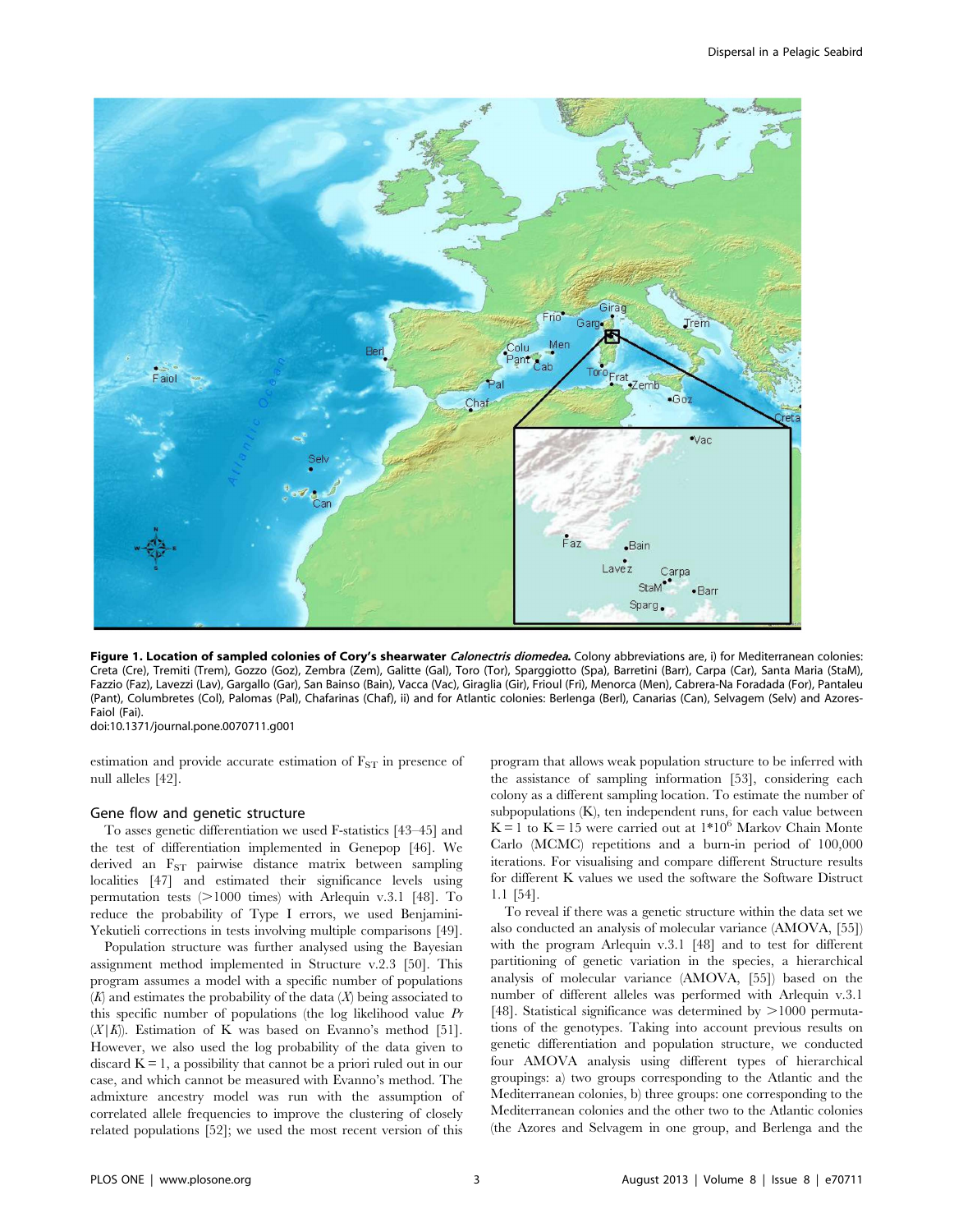**Figure 1. Location of sampled colonies of Cory's shearwater *Calonectris diomedea*.** Colony abbreviations are, i) for Mediterranean colonies: Creta (Cre), Tremiti (Trem), Gozzo (Goz), Zembra (Zem), Galitte (Gal), Toro (Tor), Sparggiotto (Spa), Barretini (Barr), Carpa (Car), Santa Maria (StaM), Fazzio (Faz), Lavezzi (Lav), Gargallo (Gar), San Bainso (Bain), Vacca (Vac), Giraglia (Gir), Frioul (Fri), Menorca (Men), Cabrera-Na Foradada (For), Pantaleu (Pant), Columbretes (Col), Palomas (Pal), Chafarinas (Chaf), ii) and for Atlantic colonies: Berlenga (Berl), Canarias (Can), Selvagem (Selv) and Azores-Faiol (Fai).
doi:10.1371/journal.pone.0070711.g001

estimation and provide accurate estimation of $F_{ST}$ in presence of null alleles [42].

## Gene flow and genetic structure

To asses genetic differentiation we used F-statistics [43–45] and the test of differentiation implemented in Genepop [46]. We derived an $F_{ST}$ pairwise distance matrix between sampling localities [47] and estimated their significance levels using permutation tests (>1000 times) with Arlequin v.3.1 [48]. To reduce the probability of Type I errors, we used Benjamini-Yekutieli corrections in tests involving multiple comparisons [49].

Population structure was further analysed using the Bayesian assignment method implemented in Structure v.2.3 [50]. This program assumes a model with a specific number of populations ($K$) and estimates the probability of the data ($X$) being associated to this specific number of populations (the log likelihood value $Pr(X|K)$). Estimation of K was based on Evanno's method [51]. However, we also used the log probability of the data given to discard $K = 1$, a possibility that cannot be a priori ruled out in our case, and which cannot be measured with Evanno's method. The admixture ancestry model was run with the assumption of correlated allele frequencies to improve the clustering of closely related populations [52]; we used the most recent version of this program that allows weak population structure to be inferred with the assistance of sampling information [53], considering each colony as a different sampling location. To estimate the number of subpopulations (K), ten independent runs, for each value between $K = 1$ to $K = 15$ were carried out at $1*10^6$ Markov Chain Monte Carlo (MCMC) repetitions and a burn-in period of 100,000 iterations. For visualising and compare different Structure results for different K values we used the software the Software Distruct 1.1 [54].

To reveal if there was a genetic structure within the data set we also conducted an analysis of molecular variance (AMOVA, [55]) with the program Arlequin v.3.1 [48] and to test for different partitioning of genetic variation in the species, a hierarchical analysis of molecular variance (AMOVA, [55]) based on the number of different alleles was performed with Arlequin v.3.1 [48]. Statistical significance was determined by >1000 permutations of the genotypes. Taking into account previous results on genetic differentiation and population structure, we conducted four AMOVA analysis using different types of hierarchical groupings: a) two groups corresponding to the Atlantic and the Mediterranean colonies, b) three groups: one corresponding to the Mediterranean colonies and the other two to the Atlantic colonies (the Azores and Selvagem in one group, and Berlenga and the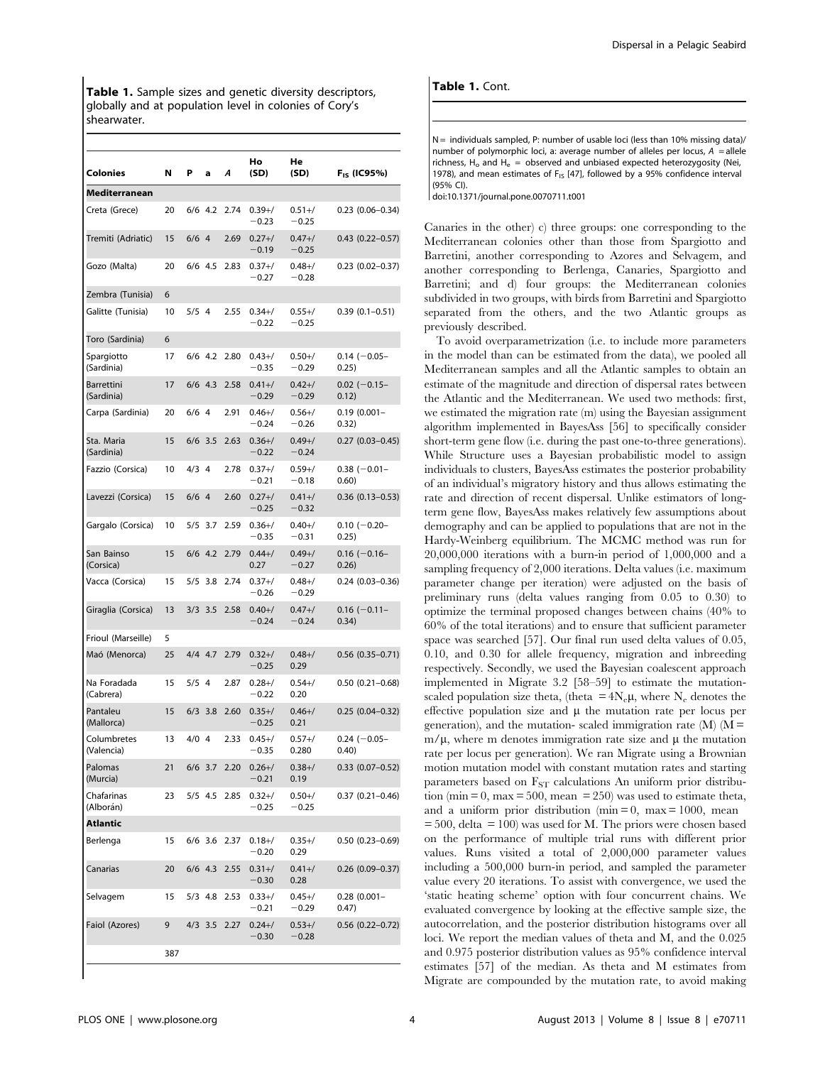**Table 1.** Sample sizes and genetic diversity descriptors, globally and at population level in colonies of Cory's shearwater.

| Colonies | N | P | a | *A* | Ho (SD) | He (SD) | $F_{IS}$ (IC95%) |
|---|---|---|---|---|---|---|---|
| **Mediterranean** | | | | | | | |
| Creta (Grece) | 20 | 6/6 | 4.2 | 2.74 | 0.39+/−0.23 | 0.51+/−0.25 | 0.23 (0.06–0.34) |
| Tremiti (Adriatic) | 15 | 6/6 | 4 | 2.69 | 0.27+/−0.19 | 0.47+/−0.25 | 0.43 (0.22–0.57) |
| Gozo (Malta) | 20 | 6/6 | 4.5 | 2.83 | 0.37+/−0.27 | 0.48+/−0.28 | 0.23 (0.02–0.37) |
| Zembra (Tunisia) | 6 | | | | | | |
| Galitte (Tunisia) | 10 | 5/5 | 4 | 2.55 | 0.34+/−0.22 | 0.55+/−0.25 | 0.39 (0.1–0.51) |
| Toro (Sardinia) | 6 | | | | | | |
| Spargiotto (Sardinia) | 17 | 6/6 | 4.2 | 2.80 | 0.43+/−0.35 | 0.50+/−0.29 | 0.14 (−0.05–0.25) |
| Barrettini (Sardinia) | 17 | 6/6 | 4.3 | 2.58 | 0.41+/−0.29 | 0.42+/−0.29 | 0.02 (−0.15–0.12) |
| Carpa (Sardinia) | 20 | 6/6 | 4 | 2.91 | 0.46+/−0.24 | 0.56+/−0.26 | 0.19 (0.001–0.32) |
| Sta. Maria (Sardinia) | 15 | 6/6 | 3.5 | 2.63 | 0.36+/−0.22 | 0.49+/−0.24 | 0.27 (0.03–0.45) |
| Fazzio (Corsica) | 10 | 4/3 | 4 | 2.78 | 0.37+/−0.21 | 0.59+/−0.18 | 0.38 (−0.01–0.60) |
| Lavezzi (Corsica) | 15 | 6/6 | 4 | 2.60 | 0.27+/−0.25 | 0.41+/−0.32 | 0.36 (0.13–0.53) |
| Gargalo (Corsica) | 10 | 5/5 | 3.7 | 2.59 | 0.36+/−0.35 | 0.40+/−0.31 | 0.10 (−0.20–0.25) |
| San Bainso (Corsica) | 15 | 6/6 | 4.2 | 2.79 | 0.44+/0.27 | 0.49+/−0.27 | 0.16 (−0.16–0.26) |
| Vacca (Corsica) | 15 | 5/5 | 3.8 | 2.74 | 0.37+/−0.26 | 0.48+/−0.29 | 0.24 (0.03–0.36) |
| Giraglia (Corsica) | 13 | 3/3 | 3.5 | 2.58 | 0.40+/−0.24 | 0.47+/−0.24 | 0.16 (−0.11–0.34) |
| Frioul (Marseille) | 5 | | | | | | |
| Maó (Menorca) | 25 | 4/4 | 4.7 | 2.79 | 0.32+/−0.25 | 0.48+/0.29 | 0.56 (0.35–0.71) |
| Na Foradada (Cabrera) | 15 | 5/5 | 4 | 2.87 | 0.28+/−0.22 | 0.54+/0.20 | 0.50 (0.21–0.68) |
| Pantaleu (Mallorca) | 15 | 6/3 | 3.8 | 2.60 | 0.35+/−0.25 | 0.46+/0.21 | 0.25 (0.04–0.32) |
| Columbretes (Valencia) | 13 | 4/0 | 4 | 2.33 | 0.45+/−0.35 | 0.57+/0.280 | 0.24 (−0.05–0.40) |
| Palomas (Murcia) | 21 | 6/6 | 3.7 | 2.20 | 0.26+/−0.21 | 0.38+/0.19 | 0.33 (0.07–0.52) |
| Chafarinas (Alborán) | 23 | 5/5 | 4.5 | 2.85 | 0.32+/−0.25 | 0.50+/−0.25 | 0.37 (0.21–0.46) |
| **Atlantic** | | | | | | | |
| Berlenga | 15 | 6/6 | 3.6 | 2.37 | 0.18+/−0.20 | 0.35+/0.29 | 0.50 (0.23–0.69) |
| Canarias | 20 | 6/6 | 4.3 | 2.55 | 0.31+/−0.30 | 0.41+/0.28 | 0.26 (0.09–0.37) |
| Selvagem | 15 | 5/3 | 4.8 | 2.53 | 0.33+/−0.21 | 0.45+/−0.29 | 0.28 (0.001–0.47) |
| Faiol (Azores) | 9 | 4/3 | 3.5 | 2.27 | 0.24+/−0.30 | 0.53+/−0.28 | 0.56 (0.22–0.72) |
| | 387 | | | | | | |

N = individuals sampled, P: number of usable loci (less than 10% missing data)/ number of polymorphic loci, a: average number of alleles per locus, *A* = allele richness, $H_o$ and $H_e$ = observed and unbiased expected heterozygosity (Nei, 1978), and mean estimates of $F_{IS}$ [47], followed by a 95% confidence interval (95% CI).

doi:10.1371/journal.pone.0070711.t001

Canaries in the other) c) three groups: one corresponding to the Mediterranean colonies other than those from Spargiotto and Barretini, another corresponding to Azores and Selvagem, and another corresponding to Berlenga, Canaries, Spargiotto and Barretini; and d) four groups: the Mediterranean colonies subdivided in two groups, with birds from Barretini and Spargiotto separated from the others, and the two Atlantic groups as previously described.

To avoid overparametrization (i.e. to include more parameters in the model than can be estimated from the data), we pooled all Mediterranean samples and all the Atlantic samples to obtain an estimate of the magnitude and direction of dispersal rates between the Atlantic and the Mediterranean. We used two methods: first, we estimated the migration rate (m) using the Bayesian assignment algorithm implemented in BayesAss [56] to specifically consider short-term gene flow (i.e. during the past one-to-three generations). While Structure uses a Bayesian probabilistic model to assign individuals to clusters, BayesAss estimates the posterior probability of an individual's migratory history and thus allows estimating the rate and direction of recent dispersal. Unlike estimators of long-term gene flow, BayesAss makes relatively few assumptions about demography and can be applied to populations that are not in the Hardy-Weinberg equilibrium. The MCMC method was run for 20,000,000 iterations with a burn-in period of 1,000,000 and a sampling frequency of 2,000 iterations. Delta values (i.e. maximum parameter change per iteration) were adjusted on the basis of preliminary runs (delta values ranging from 0.05 to 0.30) to optimize the terminal proposed changes between chains (40% to 60% of the total iterations) and to ensure that sufficient parameter space was searched [57]. Our final run used delta values of 0.05, 0.10, and 0.30 for allele frequency, migration and inbreeding respectively. Secondly, we used the Bayesian coalescent approach implemented in Migrate 3.2 [58–59] to estimate the mutation-scaled population size theta, (theta $=4N_e\mu$, where $N_e$ denotes the effective population size and $\mu$ the mutation rate per locus per generation), and the mutation- scaled immigration rate (M) ($M = m/\mu$, where m denotes immigration rate size and $\mu$ the mutation rate per locus per generation). We ran Migrate using a Brownian motion mutation model with constant mutation rates and starting parameters based on $F_{ST}$ calculations An uniform prior distribution (min = 0, max = 500, mean = 250) was used to estimate theta, and a uniform prior distribution (min = 0, max = 1000, mean = 500, delta = 100) was used for M. The priors were chosen based on the performance of multiple trial runs with different prior values. Runs visited a total of 2,000,000 parameter values including a 500,000 burn-in period, and sampled the parameter value every 20 iterations. To assist with convergence, we used the 'static heating scheme' option with four concurrent chains. We evaluated convergence by looking at the effective sample size, the autocorrelation, and the posterior distribution histograms over all loci. We report the median values of theta and M, and the 0.025 and 0.975 posterior distribution values as 95% confidence interval estimates [57] of the median. As theta and M estimates from Migrate are compounded by the mutation rate, to avoid making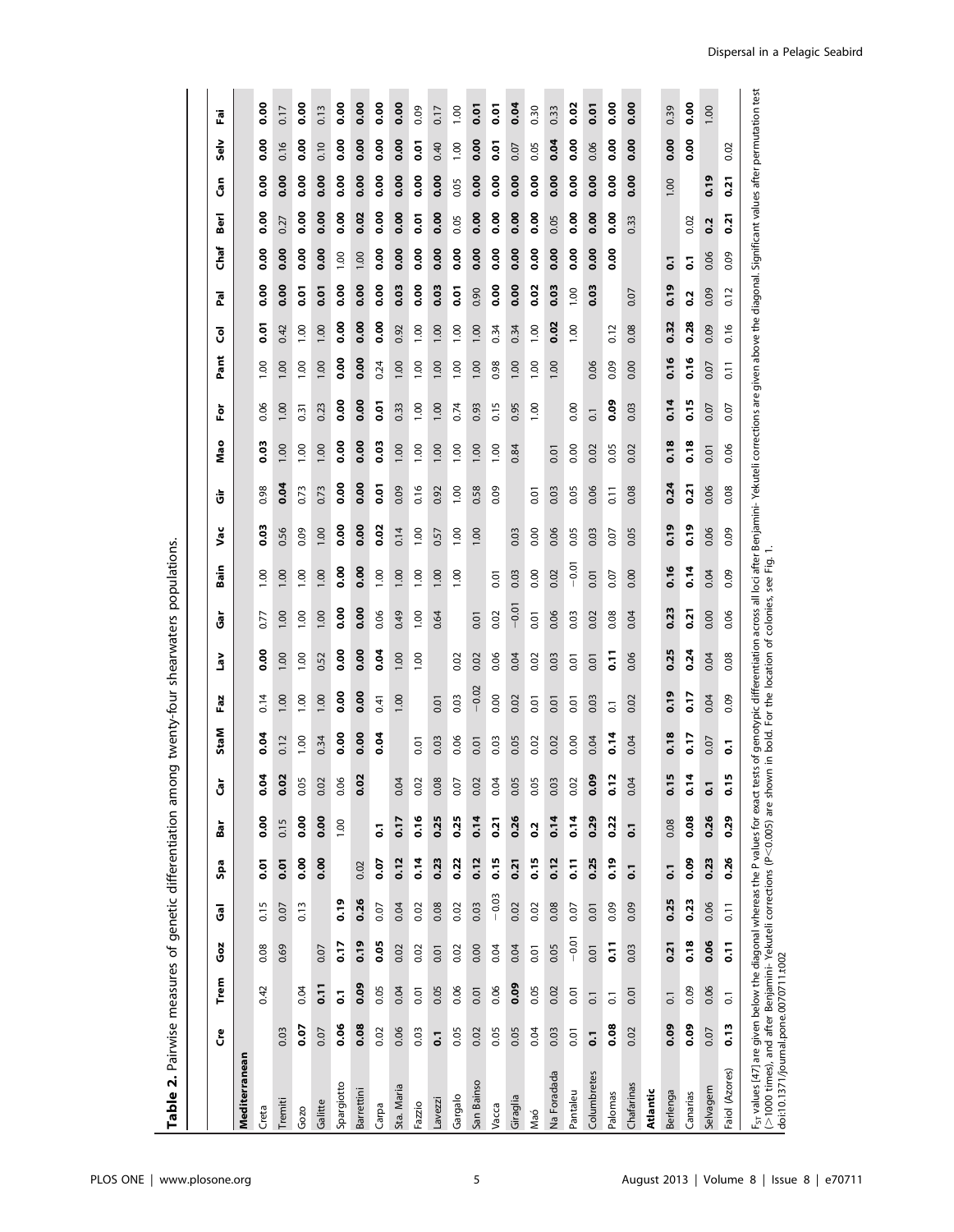**Table 2.** Pairwise measures of genetic differentiation among twenty-four shearwaters populations.

| | Cre | Trem | Goz | Gal | Spa | Bar | Car | StaM | Faz | Lav | Gar | Bain | Vac | Gir | Mao | For | Pant | Col | Pal | Chaf | Berl | Can | Selv | Fai |
|---|---|---|---|---|---|---|---|---|---|---|---|---|---|---|---|---|---|---|---|---|---|---|---|---|
| **Mediterranean** | | | | | | | | | | | | | | | | | | | | | | | | |
| Creta | | 0.42 | 0.08 | 0.15 | **0.01** | **0.00** | **0.04** | **0.04** | 0.14 | **0.00** | 0.77 | 1.00 | **0.03** | 0.98 | **0.03** | 0.06 | 1.00 | **0.01** | **0.00** | **0.00** | **0.00** | **0.00** | **0.00** | **0.00** |
| Tremiti | 0.03 | | 0.69 | 0.07 | **0.01** | 0.15 | **0.02** | 0.12 | 1.00 | 1.00 | 1.00 | 1.00 | 0.56 | **0.04** | 1.00 | 1.00 | 1.00 | 0.42 | **0.00** | **0.00** | 0.27 | **0.00** | 0.16 | 0.17 |
| Gozo | **0.07** | 0.04 | | 0.13 | **0.00** | **0.00** | 0.05 | 1.00 | 1.00 | 1.00 | 1.00 | 1.00 | 0.09 | 0.73 | 1.00 | 0.31 | 1.00 | 1.00 | **0.01** | **0.00** | **0.00** | **0.00** | **0.00** | **0.00** |
| Galitte | 0.07 | **0.11** | 0.07 | | **0.00** | **0.00** | 0.02 | 0.34 | 1.00 | 0.52 | 1.00 | 1.00 | 1.00 | 0.73 | 1.00 | 0.23 | 1.00 | 1.00 | **0.01** | **0.00** | **0.00** | **0.00** | 0.10 | 0.13 |
| Spargiotto | **0.06** | **0.1** | **0.17** | **0.19** | | 1.00 | 0.06 | **0.00** | **0.00** | **0.00** | **0.00** | **0.00** | **0.00** | **0.00** | **0.00** | **0.00** | **0.00** | **0.00** | **0.00** | 1.00 | **0.00** | **0.00** | **0.00** | **0.00** |
| Barrettini | **0.08** | **0.09** | **0.19** | **0.26** | 0.02 | | **0.02** | **0.00** | **0.00** | **0.00** | **0.00** | **0.00** | **0.00** | **0.00** | **0.00** | **0.00** | **0.00** | **0.00** | **0.00** | 1.00 | **0.02** | **0.00** | **0.00** | **0.00** |
| Carpa | 0.02 | 0.05 | **0.05** | 0.07 | **0.07** | **0.1** | | **0.04** | 0.41 | **0.04** | 0.06 | 1.00 | **0.02** | **0.01** | **0.03** | **0.01** | 0.24 | **0.00** | **0.00** | **0.00** | **0.00** | **0.00** | **0.00** | **0.00** |
| Sta. Maria | 0.06 | 0.04 | 0.02 | 0.04 | **0.12** | **0.17** | 0.04 | | 1.00 | 1.00 | 0.49 | 1.00 | 0.14 | 0.09 | 1.00 | 0.33 | 1.00 | 0.92 | **0.03** | **0.00** | **0.00** | **0.00** | **0.00** | **0.00** |
| Fazzio | 0.03 | 0.01 | 0.02 | 0.02 | **0.14** | **0.16** | 0.02 | 0.01 | | 1.00 | 1.00 | 1.00 | 1.00 | 0.16 | 1.00 | 1.00 | 1.00 | 1.00 | **0.00** | **0.00** | **0.01** | **0.00** | **0.01** | 0.09 |
| Lavezzi | **0.1** | 0.05 | 0.01 | 0.08 | **0.23** | **0.25** | 0.08 | 0.03 | 0.01 | | 0.64 | 1.00 | 0.57 | 0.92 | 1.00 | 1.00 | 1.00 | 1.00 | **0.03** | **0.00** | **0.00** | **0.00** | 0.40 | 0.17 |
| Gargalo | 0.05 | 0.06 | 0.02 | 0.02 | **0.22** | **0.25** | 0.07 | 0.06 | 0.03 | 0.02 | | 1.00 | 1.00 | 1.00 | 1.00 | 0.74 | 1.00 | 1.00 | **0.01** | **0.00** | 0.05 | 0.05 | 1.00 | 1.00 |
| San Bainso | 0.02 | 0.01 | 0.00 | 0.03 | **0.12** | **0.14** | 0.02 | 0.01 | −0.02 | 0.02 | 0.01 | | 1.00 | 0.58 | 1.00 | 0.93 | 1.00 | 1.00 | 0.90 | **0.00** | **0.00** | **0.00** | **0.00** | **0.01** |
| Vacca | 0.05 | 0.06 | 0.04 | −0.03 | **0.15** | **0.21** | 0.04 | 0.03 | 0.00 | 0.06 | 0.02 | 0.01 | | 0.09 | 1.00 | 0.15 | 0.98 | 0.34 | **0.00** | **0.00** | **0.00** | **0.00** | **0.01** | **0.01** |
| Giraglia | 0.05 | **0.09** | 0.04 | 0.02 | **0.21** | **0.26** | 0.05 | 0.05 | 0.02 | 0.04 | −0.01 | 0.03 | 0.03 | | 0.84 | 0.95 | 1.00 | 0.34 | **0.00** | **0.00** | **0.00** | **0.00** | 0.07 | **0.04** |
| Maó | 0.04 | 0.05 | 0.01 | 0.02 | **0.15** | **0.2** | 0.05 | 0.02 | 0.01 | 0.02 | 0.01 | 0.00 | 0.00 | 0.01 | | 1.00 | 1.00 | 1.00 | **0.02** | **0.00** | **0.00** | **0.00** | 0.05 | 0.30 |
| Na Foradada | 0.03 | 0.02 | 0.05 | 0.08 | **0.12** | **0.14** | 0.03 | 0.02 | 0.01 | 0.03 | 0.06 | 0.02 | 0.06 | 0.03 | 0.01 | | 1.00 | **0.02** | **0.03** | **0.00** | 0.05 | **0.00** | **0.04** | 0.33 |
| Pantaleu | 0.01 | 0.01 | −0.01 | 0.07 | **0.11** | **0.14** | 0.02 | 0.00 | 0.01 | 0.01 | 0.03 | −0.01 | 0.05 | 0.05 | 0.00 | 0.00 | | 1.00 | 1.00 | **0.00** | **0.00** | **0.00** | **0.00** | **0.02** |
| Columbretes | **0.1** | 0.1 | 0.01 | 0.01 | **0.25** | **0.29** | **0.09** | 0.04 | 0.03 | 0.01 | 0.02 | 0.01 | 0.03 | 0.06 | 0.02 | 0.1 | 0.06 | | **0.03** | **0.00** | **0.00** | **0.00** | 0.06 | **0.01** |
| Palomas | **0.08** | 0.1 | **0.11** | 0.09 | **0.19** | **0.22** | **0.12** | **0.14** | 0.1 | **0.11** | 0.08 | 0.07 | 0.07 | 0.11 | 0.05 | **0.09** | 0.09 | 0.12 | | **0.00** | **0.00** | **0.00** | **0.00** | **0.00** |
| Chafarinas | 0.02 | 0.01 | 0.03 | 0.09 | **0.1** | **0.1** | 0.04 | 0.04 | 0.02 | 0.06 | 0.04 | 0.00 | 0.05 | 0.08 | 0.02 | 0.03 | 0.00 | 0.08 | 0.07 | | 0.33 | **0.00** | **0.00** | **0.00** |
| **Atlantic** | | | | | | | | | | | | | | | | | | | | | | | | |
| Berlenga | **0.09** | 0.1 | **0.21** | **0.25** | **0.1** | 0.08 | **0.15** | **0.18** | **0.19** | **0.25** | **0.23** | **0.16** | **0.19** | **0.24** | **0.18** | **0.14** | **0.16** | **0.32** | **0.19** | **0.1** | | 1.00 | **0.00** | 0.39 |
| Canarias | **0.09** | 0.09 | **0.18** | **0.23** | **0.09** | **0.08** | **0.14** | **0.17** | **0.17** | **0.24** | **0.21** | **0.14** | **0.19** | **0.21** | **0.18** | **0.15** | **0.16** | **0.28** | **0.2** | **0.1** | 0.02 | | **0.00** | **0.00** |
| Selvagem | 0.07 | 0.06 | **0.06** | 0.06 | **0.23** | **0.26** | **0.1** | 0.07 | 0.04 | 0.04 | 0.00 | 0.04 | 0.06 | 0.06 | 0.01 | 0.07 | 0.07 | 0.09 | 0.09 | 0.06 | **0.2** | **0.19** | | 1.00 |
| Faial (Azores) | **0.13** | 0.1 | **0.11** | 0.11 | **0.26** | **0.29** | **0.15** | **0.1** | 0.09 | 0.08 | 0.06 | 0.09 | 0.09 | 0.08 | 0.06 | 0.07 | 0.11 | 0.16 | 0.12 | 0.09 | **0.21** | **0.21** | 0.02 | |

$F_{ST}$ values [47] are given below the diagonal whereas the P values for exact tests of genotypic differentiation across all loci after Benjamini- Yekuteli corrections are given above the diagonal. Significant values after permutation test (>1000 times), and after Benjamini- Yekuteli corrections (P<0.005) are shown in bold. For the location of colonies, see Fig. 1.

doi:10.1371/journal.pone.0070711.t002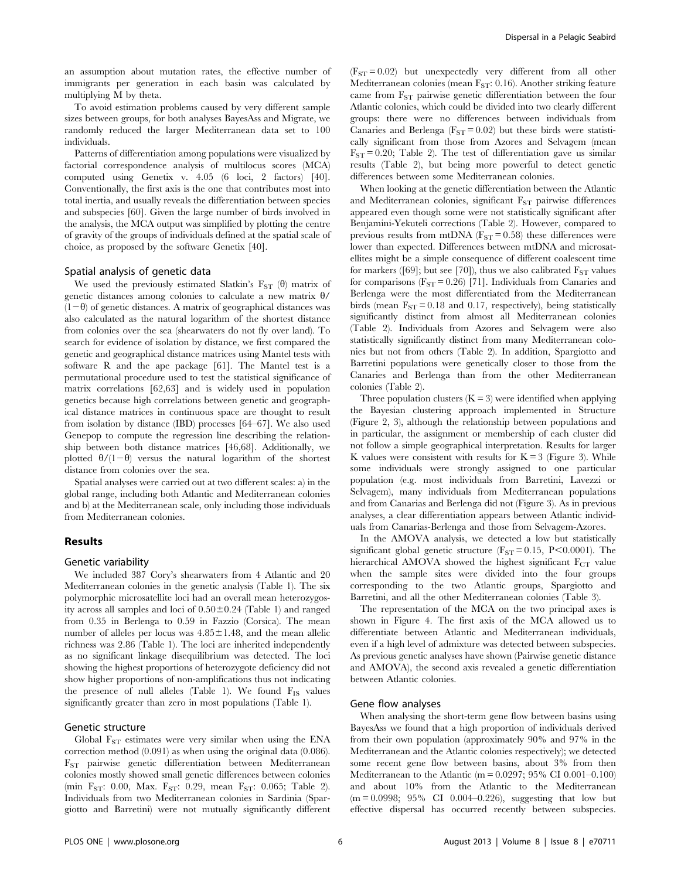an assumption about mutation rates, the effective number of immigrants per generation in each basin was calculated by multiplying M by theta.

To avoid estimation problems caused by very different sample sizes between groups, for both analyses BayesAss and Migrate, we randomly reduced the larger Mediterranean data set to 100 individuals.

Patterns of differentiation among populations were visualized by factorial correspondence analysis of multilocus scores (MCA) computed using Genetix v. 4.05 (6 loci, 2 factors) [40]. Conventionally, the first axis is the one that contributes most into total inertia, and usually reveals the differentiation between species and subspecies [60]. Given the large number of birds involved in the analysis, the MCA output was simplified by plotting the centre of gravity of the groups of individuals defined at the spatial scale of choice, as proposed by the software Genetix [40].

### Spatial analysis of genetic data

We used the previously estimated Slatkin's $F_{ST}$ ($\theta$) matrix of genetic distances among colonies to calculate a new matrix $\theta/(1-\theta)$ of genetic distances. A matrix of geographical distances was also calculated as the natural logarithm of the shortest distance from colonies over the sea (shearwaters do not fly over land). To search for evidence of isolation by distance, we first compared the genetic and geographical distance matrices using Mantel tests with software R and the ape package [61]. The Mantel test is a permutational procedure used to test the statistical significance of matrix correlations [62,63] and is widely used in population genetics because high correlations between genetic and geographical distance matrices in continuous space are thought to result from isolation by distance (IBD) processes [64–67]. We also used Genepop to compute the regression line describing the relationship between both distance matrices [46,68]. Additionally, we plotted $\theta/(1-\theta)$ versus the natural logarithm of the shortest distance from colonies over the sea.

Spatial analyses were carried out at two different scales: a) in the global range, including both Atlantic and Mediterranean colonies and b) at the Mediterranean scale, only including those individuals from Mediterranean colonies.

## Results

### Genetic variability

We included 387 Cory's shearwaters from 4 Atlantic and 20 Mediterranean colonies in the genetic analysis (Table 1). The six polymorphic microsatellite loci had an overall mean heterozygosity across all samples and loci of $0.50\pm0.24$ (Table 1) and ranged from 0.35 in Berlenga to 0.59 in Fazzio (Corsica). The mean number of alleles per locus was $4.85\pm1.48$, and the mean allelic richness was 2.86 (Table 1). The loci are inherited independently as no significant linkage disequilibrium was detected. The loci showing the highest proportions of heterozygote deficiency did not show higher proportions of non-amplifications thus not indicating the presence of null alleles (Table 1). We found $F_{IS}$ values significantly greater than zero in most populations (Table 1).

### Genetic structure

Global $F_{ST}$ estimates were very similar when using the ENA correction method (0.091) as when using the original data (0.086). $F_{ST}$ pairwise genetic differentiation between Mediterranean colonies mostly showed small genetic differences between colonies (min $F_{ST}$: 0.00, Max. $F_{ST}$: 0.29, mean $F_{ST}$: 0.065; Table 2). Individuals from two Mediterranean colonies in Sardinia (Spargiotto and Barretini) were not mutually significantly different ($F_{ST}=0.02$) but unexpectedly very different from all other Mediterranean colonies (mean $F_{ST}$: 0.16). Another striking feature came from $F_{ST}$ pairwise genetic differentiation between the four Atlantic colonies, which could be divided into two clearly different groups: there were no differences between individuals from Canaries and Berlenga ($F_{ST}=0.02$) but these birds were statistically significant from those from Azores and Selvagem (mean $F_{ST}=0.20$; Table 2). The test of differentiation gave us similar results (Table 2), but being more powerful to detect genetic differences between some Mediterranean colonies.

When looking at the genetic differentiation between the Atlantic and Mediterranean colonies, significant $F_{ST}$ pairwise differences appeared even though some were not statistically significant after Benjamini-Yekuteli corrections (Table 2). However, compared to previous results from mtDNA ($F_{ST}=0.58$) these differences were lower than expected. Differences between mtDNA and microsatellites might be a simple consequence of different coalescent time for markers ([69]; but see [70]), thus we also calibrated $F_{ST}$ values for comparisons ($F_{ST}=0.26$) [71]. Individuals from Canaries and Berlenga were the most differentiated from the Mediterranean birds (mean $F_{ST}=0.18$ and 0.17, respectively), being statistically significantly distinct from almost all Mediterranean colonies (Table 2). Individuals from Azores and Selvagem were also statistically significantly distinct from many Mediterranean colonies but not from others (Table 2). In addition, Spargiotto and Barretini populations were genetically closer to those from the Canaries and Berlenga than from the other Mediterranean colonies (Table 2).

Three population clusters ($K=3$) were identified when applying the Bayesian clustering approach implemented in Structure (Figure 2, 3), although the relationship between populations and in particular, the assignment or membership of each cluster did not follow a simple geographical interpretation. Results for larger K values were consistent with results for $K=3$ (Figure 3). While some individuals were strongly assigned to one particular population (e.g. most individuals from Barretini, Lavezzi or Selvagem), many individuals from Mediterranean populations and from Canarias and Berlenga did not (Figure 3). As in previous analyses, a clear differentiation appears between Atlantic individuals from Canarias-Berlenga and those from Selvagem-Azores.

In the AMOVA analysis, we detected a low but statistically significant global genetic structure ($F_{ST}=0.15$, $P<0.0001$). The hierarchical AMOVA showed the highest significant $F_{CT}$ value when the sample sites were divided into the four groups corresponding to the two Atlantic groups, Spargiotto and Barretini, and all the other Mediterranean colonies (Table 3).

The representation of the MCA on the two principal axes is shown in Figure 4. The first axis of the MCA allowed us to differentiate between Atlantic and Mediterranean individuals, even if a high level of admixture was detected between subspecies. As previous genetic analyses have shown (Pairwise genetic distance and AMOVA), the second axis revealed a genetic differentiation between Atlantic colonies.

### Gene flow analyses

When analysing the short-term gene flow between basins using BayesAss we found that a high proportion of individuals derived from their own population (approximately 90% and 97% in the Mediterranean and the Atlantic colonies respectively); we detected some recent gene flow between basins, about 3% from then Mediterranean to the Atlantic ($m=0.0297$; 95% CI 0.001–0.100) and about 10% from the Atlantic to the Mediterranean ($m=0.0998$; 95% CI 0.004–0.226), suggesting that low but effective dispersal has occurred recently between subspecies.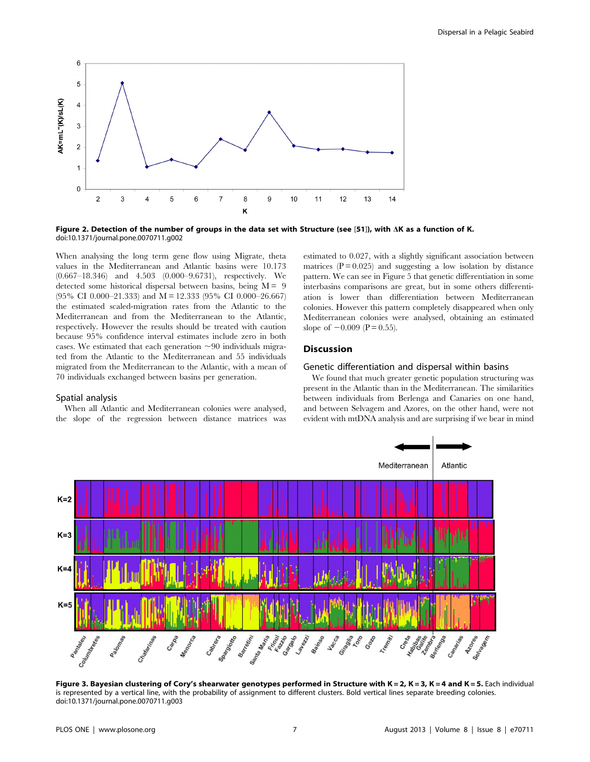Figure 2. Detection of the number of groups in the data set with Structure (see [51]), with ΔK as a function of K.
doi:10.1371/journal.pone.0070711.g002

When analysing the long term gene flow using Migrate, theta values in the Mediterranean and Atlantic basins were 10.173 (0.667–18.346) and 4.503 (0.000–9.6731), respectively. We detected some historical dispersal between basins, being $M = 9$ (95% CI 0.000–21.333) and $M = 12.333$ (95% CI 0.000–26.667) the estimated scaled-migration rates from the Atlantic to the Mediterranean and from the Mediterranean to the Atlantic, respectively. However the results should be treated with caution because 95% confidence interval estimates include zero in both cases. We estimated that each generation ~90 individuals migrated from the Atlantic to the Mediterranean and 55 individuals migrated from the Mediterranean to the Atlantic, with a mean of 70 individuals exchanged between basins per generation.

### Spatial analysis

When all Atlantic and Mediterranean colonies were analysed, the slope of the regression between distance matrices was estimated to 0.027, with a slightly significant association between matrices ($P = 0.025$) and suggesting a low isolation by distance pattern. We can see in Figure 5 that genetic differentiation in some interbasins comparisons are great, but in some others differentiation is lower than differentiation between Mediterranean colonies. However this pattern completely disappeared when only Mediterranean colonies were analysed, obtaining an estimated slope of $-0.009$ ($P = 0.55$).

## Discussion

### Genetic differentiation and dispersal within basins

We found that much greater genetic population structuring was present in the Atlantic than in the Mediterranean. The similarities between individuals from Berlenga and Canaries on one hand, and between Selvagem and Azores, on the other hand, were not evident with mtDNA analysis and are surprising if we bear in mind

Figure 3. Bayesian clustering of Cory's shearwater genotypes performed in Structure with K = 2, K = 3, K = 4 and K = 5. Each individual is represented by a vertical line, with the probability of assignment to different clusters. Bold vertical lines separate breeding colonies.
doi:10.1371/journal.pone.0070711.g003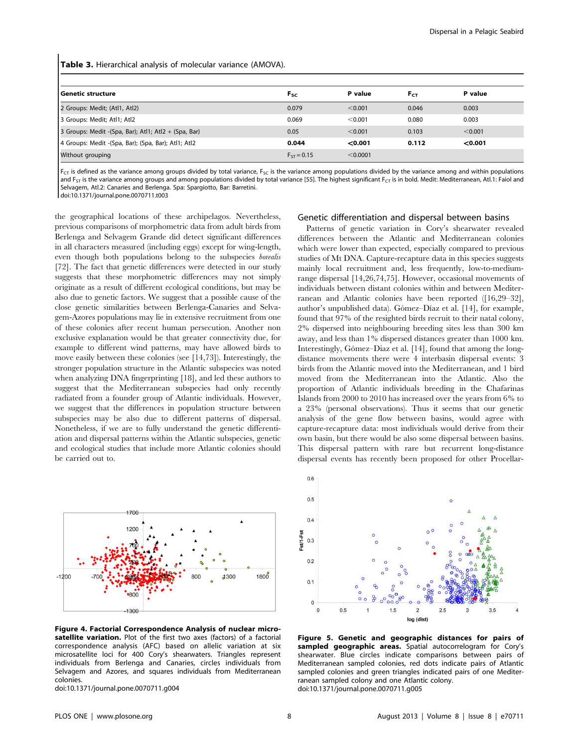**Table 3.** Hierarchical analysis of molecular variance (AMOVA).

| Genetic structure | $F_{SC}$ | P value | $F_{CT}$ | P value |
|---|---|---|---|---|
| 2 Groups: Medit; (Atl1, Atl2) | 0.079 | <0.001 | 0.046 | 0.003 |
| 3 Groups: Medit; Atl1; Atl2 | 0.069 | <0.001 | 0.080 | 0.003 |
| 3 Groups: Medit -(Spa, Bar); Atl1; Atl2 + (Spa, Bar) | 0.05 | <0.001 | 0.103 | <0.001 |
| 4 Groups: Medit -(Spa, Bar); (Spa, Bar); Atl1; Atl2 | **0.044** | **<0.001** | **0.112** | **<0.001** |
| Without grouping | $F_{ST} = 0.15$ | <0.0001 | | |

$F_{CT}$ is defined as the variance among groups divided by total variance, $F_{SC}$ is the variance among populations divided by the variance among and within populations and $F_{ST}$ is the variance among groups and among populations divided by total variance [55]. The highest significant $F_{CT}$ is in bold. Medit: Mediterranean, Atl.1: Faiol and Selvagem, Atl.2: Canaries and Berlenga. Spa: Spargiotto, Bar: Barretini.
doi:10.1371/journal.pone.0070711.t003

the geographical locations of these archipelagos. Nevertheless, previous comparisons of morphometric data from adult birds from Berlenga and Selvagem Grande did detect significant differences in all characters measured (including eggs) except for wing-length, even though both populations belong to the subspecies *borealis* [72]. The fact that genetic differences were detected in our study suggests that these morphometric differences may not simply originate as a result of different ecological conditions, but may be also due to genetic factors. We suggest that a possible cause of the close genetic similarities between Berlenga-Canaries and Selvagem-Azores populations may lie in extensive recruitment from one of these colonies after recent human persecution. Another non exclusive explanation would be that greater connectivity due, for example to different wind patterns, may have allowed birds to move easily between these colonies (see [14,73]). Interestingly, the stronger population structure in the Atlantic subspecies was noted when analyzing DNA fingerprinting [18], and led these authors to suggest that the Mediterranean subspecies had only recently radiated from a founder group of Atlantic individuals. However, we suggest that the differences in population structure between subspecies may be also due to different patterns of dispersal. Nonetheless, if we are to fully understand the genetic differentiation and dispersal patterns within the Atlantic subspecies, genetic and ecological studies that include more Atlantic colonies should be carried out to.

## Genetic differentiation and dispersal between basins

Patterns of genetic variation in Cory's shearwater revealed differences between the Atlantic and Mediterranean colonies which were lower than expected, especially compared to previous studies of Mt DNA. Capture-recapture data in this species suggests mainly local recruitment and, less frequently, low-to-medium-range dispersal [14,26,74,75]. However, occasional movements of individuals between distant colonies within and between Mediterranean and Atlantic colonies have been reported ([16,29–32], author's unpublished data). Gómez–Díaz et al. [14], for example, found that 97% of the resighted birds recruit to their natal colony, 2% dispersed into neighbouring breeding sites less than 300 km away, and less than 1% dispersed distances greater than 1000 km. Interestingly, Gómez–Díaz et al. [14], found that among the long-distance movements there were 4 interbasin dispersal events: 3 birds from the Atlantic moved into the Mediterranean, and 1 bird moved from the Mediterranean into the Atlantic. Also the proportion of Atlantic individuals breeding in the Chafarinas Islands from 2000 to 2010 has increased over the years from 6% to a 23% (personal observations). Thus it seems that our genetic analysis of the gene flow between basins, would agree with capture-recapture data: most individuals would derive from their own basin, but there would be also some dispersal between basins. This dispersal pattern with rare but recurrent long-distance dispersal events has recently been proposed for other Procellar-

**Figure 4. Factorial Correspondence Analysis of nuclear microsatellite variation.** Plot of the first two axes (factors) of a factorial correspondence analysis (AFC) based on allelic variation at six microsatellite loci for 400 Cory's shearwaters. Triangles represent individuals from Berlenga and Canaries, circles individuals from Selvagem and Azores, and squares individuals from Mediterranean colonies.
doi:10.1371/journal.pone.0070711.g004

**Figure 5. Genetic and geographic distances for pairs of sampled geographic areas.** Spatial autocorrelogram for Cory's shearwater. Blue circles indicate comparisons between pairs of Mediterranean sampled colonies, red dots indicate pairs of Atlantic sampled colonies and green triangles indicated pairs of one Mediterranean sampled colony and one Atlantic colony.
doi:10.1371/journal.pone.0070711.g005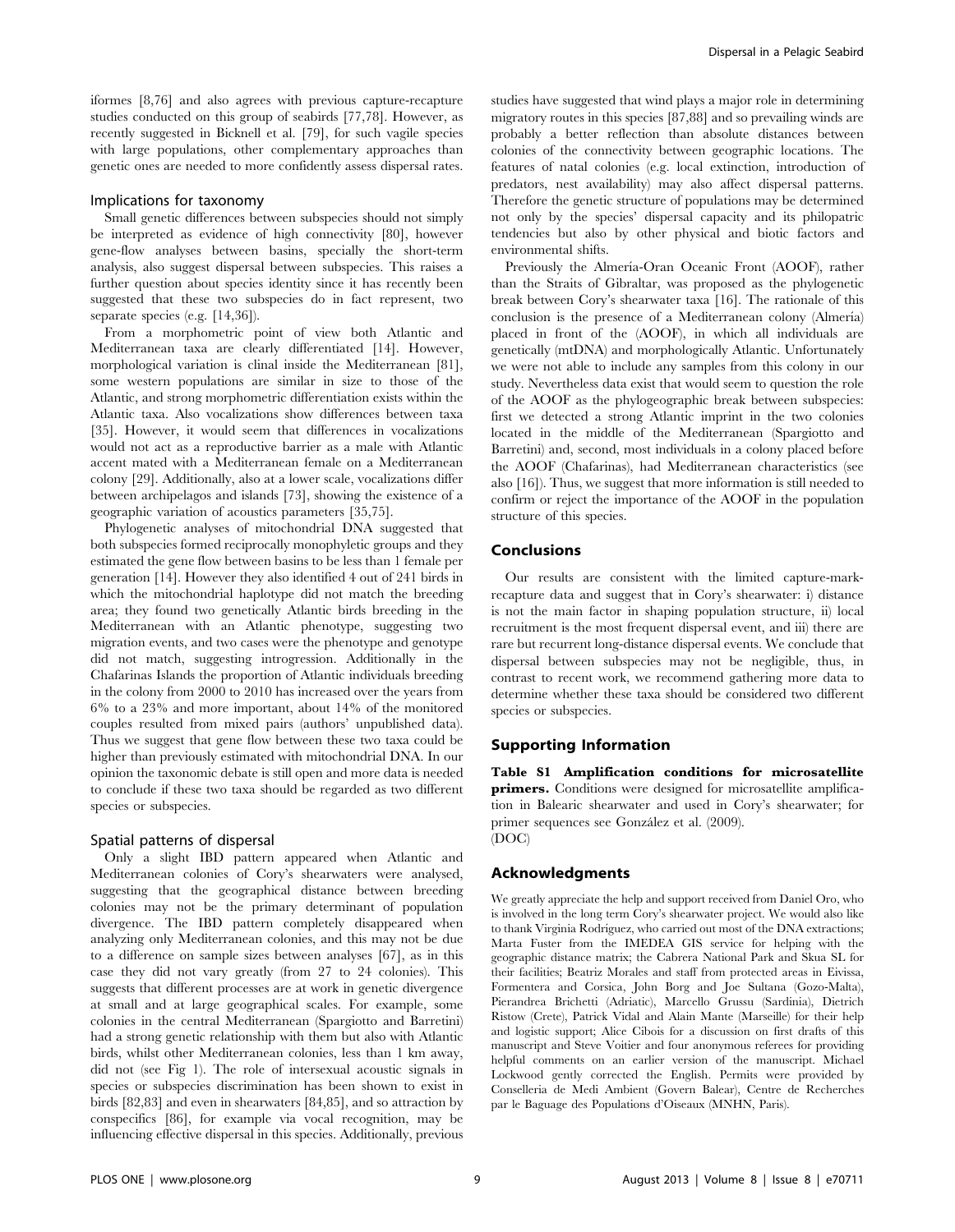iformes [8,76] and also agrees with previous capture-recapture studies conducted on this group of seabirds [77,78]. However, as recently suggested in Bicknell et al. [79], for such vagile species with large populations, other complementary approaches than genetic ones are needed to more confidently assess dispersal rates.

### Implications for taxonomy

Small genetic differences between subspecies should not simply be interpreted as evidence of high connectivity [80], however gene-flow analyses between basins, specially the short-term analysis, also suggest dispersal between subspecies. This raises a further question about species identity since it has recently been suggested that these two subspecies do in fact represent, two separate species (e.g. [14,36]).

From a morphometric point of view both Atlantic and Mediterranean taxa are clearly differentiated [14]. However, morphological variation is clinal inside the Mediterranean [81], some western populations are similar in size to those of the Atlantic, and strong morphometric differentiation exists within the Atlantic taxa. Also vocalizations show differences between taxa [35]. However, it would seem that differences in vocalizations would not act as a reproductive barrier as a male with Atlantic accent mated with a Mediterranean female on a Mediterranean colony [29]. Additionally, also at a lower scale, vocalizations differ between archipelagos and islands [73], showing the existence of a geographic variation of acoustics parameters [35,75].

Phylogenetic analyses of mitochondrial DNA suggested that both subspecies formed reciprocally monophyletic groups and they estimated the gene flow between basins to be less than 1 female per generation [14]. However they also identified 4 out of 241 birds in which the mitochondrial haplotype did not match the breeding area; they found two genetically Atlantic birds breeding in the Mediterranean with an Atlantic phenotype, suggesting two migration events, and two cases were the phenotype and genotype did not match, suggesting introgression. Additionally in the Chafarinas Islands the proportion of Atlantic individuals breeding in the colony from 2000 to 2010 has increased over the years from 6% to a 23% and more important, about 14% of the monitored couples resulted from mixed pairs (authors' unpublished data). Thus we suggest that gene flow between these two taxa could be higher than previously estimated with mitochondrial DNA. In our opinion the taxonomic debate is still open and more data is needed to conclude if these two taxa should be regarded as two different species or subspecies.

### Spatial patterns of dispersal

Only a slight IBD pattern appeared when Atlantic and Mediterranean colonies of Cory's shearwaters were analysed, suggesting that the geographical distance between breeding colonies may not be the primary determinant of population divergence. The IBD pattern completely disappeared when analyzing only Mediterranean colonies, and this may not be due to a difference on sample sizes between analyses [67], as in this case they did not vary greatly (from 27 to 24 colonies). This suggests that different processes are at work in genetic divergence at small and at large geographical scales. For example, some colonies in the central Mediterranean (Spargiotto and Barretini) had a strong genetic relationship with them but also with Atlantic birds, whilst other Mediterranean colonies, less than 1 km away, did not (see Fig 1). The role of intersexual acoustic signals in species or subspecies discrimination has been shown to exist in birds [82,83] and even in shearwaters [84,85], and so attraction by conspecifics [86], for example via vocal recognition, may be influencing effective dispersal in this species. Additionally, previous studies have suggested that wind plays a major role in determining migratory routes in this species [87,88] and so prevailing winds are probably a better reflection than absolute distances between colonies of the connectivity between geographic locations. The features of natal colonies (e.g. local extinction, introduction of predators, nest availability) may also affect dispersal patterns. Therefore the genetic structure of populations may be determined not only by the species' dispersal capacity and its philopatric tendencies but also by other physical and biotic factors and environmental shifts.

Previously the Almería-Oran Oceanic Front (AOOF), rather than the Straits of Gibraltar, was proposed as the phylogenetic break between Cory's shearwater taxa [16]. The rationale of this conclusion is the presence of a Mediterranean colony (Almería) placed in front of the (AOOF), in which all individuals are genetically (mtDNA) and morphologically Atlantic. Unfortunately we were not able to include any samples from this colony in our study. Nevertheless data exist that would seem to question the role of the AOOF as the phylogeographic break between subspecies: first we detected a strong Atlantic imprint in the two colonies located in the middle of the Mediterranean (Spargiotto and Barretini) and, second, most individuals in a colony placed before the AOOF (Chafarinas), had Mediterranean characteristics (see also [16]). Thus, we suggest that more information is still needed to confirm or reject the importance of the AOOF in the population structure of this species.

## Conclusions

Our results are consistent with the limited capture-mark-recapture data and suggest that in Cory's shearwater: i) distance is not the main factor in shaping population structure, ii) local recruitment is the most frequent dispersal event, and iii) there are rare but recurrent long-distance dispersal events. We conclude that dispersal between subspecies may not be negligible, thus, in contrast to recent work, we recommend gathering more data to determine whether these taxa should be considered two different species or subspecies.

## Supporting Information

**Table S1 Amplification conditions for microsatellite primers.** Conditions were designed for microsatellite amplification in Balearic shearwater and used in Cory's shearwater; for primer sequences see González et al. (2009).
(DOC)

## Acknowledgments

We greatly appreciate the help and support received from Daniel Oro, who is involved in the long term Cory's shearwater project. We would also like to thank Virginia Rodríguez, who carried out most of the DNA extractions; Marta Fuster from the IMEDEA GIS service for helping with the geographic distance matrix; the Cabrera National Park and Skua SL for their facilities; Beatriz Morales and staff from protected areas in Eivissa, Formentera and Corsica, John Borg and Joe Sultana (Gozo-Malta), Pierandrea Brichetti (Adriatic), Marcello Grussu (Sardinia), Dietrich Ristow (Crete), Patrick Vidal and Alain Mante (Marseille) for their help and logistic support; Alice Cibois for a discussion on first drafts of this manuscript and Steve Voitier and four anonymous referees for providing helpful comments on an earlier version of the manuscript. Michael Lockwood gently corrected the English. Permits were provided by Conselleria de Medi Ambient (Govern Balear), Centre de Recherches par le Baguage des Populations d'Oiseaux (MNHN, Paris).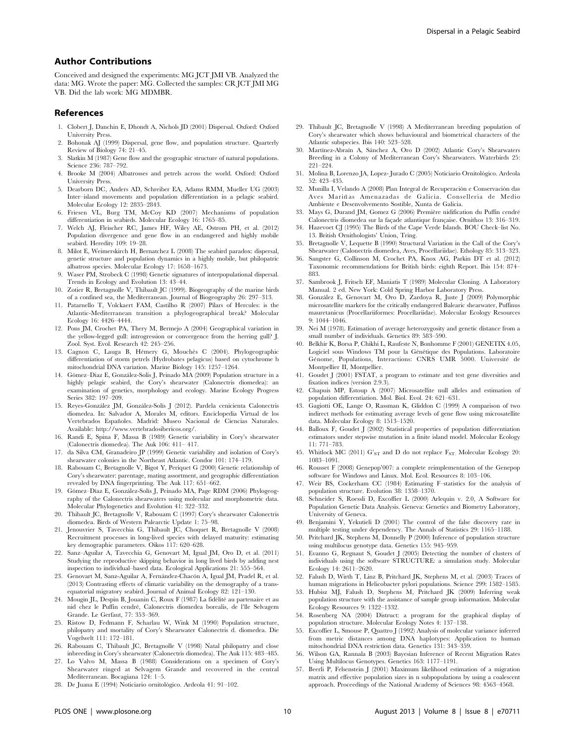## Author Contributions

Conceived and designed the experiments: MG JCT JMI VB. Analyzed the data: MG. Wrote the paper: MG. Collected the samples: CR JCT JMI MG VB. Did the lab work: MG MDMBR.

## References

1. Clobert J, Danchin E, Dhondt A, Nichols JD (2001) Dispersal. Oxford: Oxford University Press.
2. Bohonak AJ (1999) Dispersal, gene flow, and population structure. Quarterly Review of Biology 74: 21–45.
3. Slatkin M (1987) Gene flow and the geographic structure of natural populations. Science 236: 787–792.
4. Brooke M (2004) Albatrosses and petrels across the world. Oxford: Oxford University Press.
5. Dearborn DC, Anders AD, Schreiber EA, Adams RMM, Mueller UG (2003) Inter–island movements and population differentiation in a pelagic seabird. Molecular Ecology 12: 2835–2843.
6. Friesen VL, Burg TM, McCoy KD (2007) Mechanisms of population differentiation in seabirds. Molecular Ecology 16: 1765–85.
7. Welch AJ, Fleischer RC, James HF, Wiley AE, Ostrom PH, et al. (2012) Population divergence and gene flow in an endangered and highly mobile seabird. Heredity 109: 19–28.
8. Milot E, Weimerskirch H, Bernatchez L (2008) The seabird paradox: dispersal, genetic structure and population dynamics in a highly mobile, but philopatric albatross species. Molecular Ecology 17: 1658–1673.
9. Waser PM, Strobeck C (1998) Genetic signatures of interpopulational dispersal. Trends in Ecology and Evolution 13: 43–44.
10. Zotier R, Bretagnolle V, Thibault JC (1999). Biogeography of the marine birds of a confined sea, the Mediterranean. Journal of Biogeography 26: 297–313.
11. Patarnello T, Volckaert FAM, Castilho R (2007) Pilars of Hercules: is the Atlantic-Mediterranean transition a phylogeographical break? Molecular Ecology 16: 4426–4444.
12. Pons JM, Crochet PA, Thery M, Bermejo A (2004) Geographical variation in the yellow-legged gull: introgression or convergence from the herring gull? J. Zool. Syst. Evol. Research 42: 245–256.
13. Cagnon C, Lauga B, Hémery G, Mouchès C (2004). Phylogeographic differentiation of storm petrels (Hydrobates pelagicus) based on cytochrome b mitochondrial DNA variation. Marine Biology 145: 1257–1264.
14. Gómez–Díaz E, González-Solís J, Peinado MA (2009) Population structure in a highly pelagic seabird, the Cory's shearwater (Calonectris diomedea): an examination of genetics, morphology and ecology. Marine Ecology Progress Series 382: 197–209.
15. Reyes-González JM, González-Solís J (2012). Pardela cenicienta Calonectris diomedea. In: Salvador A, Morales M, editors. Enciclopedia Virtual de los Vertebrados Españoles. Madrid: Museo Nacional de Ciencias Naturales. Available: http://www.vertebradosibericos.org/.
16. Randi E, Spina F, Massa B (1989) Genetic variability in Cory's shearwater (Calonectris diomedea). The Auk 106: 411– 417.
17. da Silva CM, Granadeiro JP (1999) Genetic variability and isolation of Cory's shearwater colonies in the Northeast Atlantic. Condor 101: 174–179.
18. Rabouam C, Bretagnolle V, Bigot Y, Periquet G (2000) Genetic relationship of Cory's shearwater: parentage, mating assortment, and geographic differentiation revealed by DNA fingerprinting. The Auk 117: 651–662.
19. Gómez–Díaz E, González-Solís J, Peinado MA, Page RDM (2006) Phylogeography of the Calonectris shearwaters using molecular and morphometric data. Molecular Phylogenetics and Evolution 41: 322–332.
20. Thibault JC, Bretagnolle V, Rabouam C (1997) Cory's shearwater Calonectris diomedea. Birds of Western Palearctic Update 1: 75–98.
21. Jenouvrier S, Tavecchia G, Thibault JC, Choquet R, Bretagnolle V (2008) Recruitment processes in long-lived species with delayed maturity: estimating key demographic parameters. Oikos 117: 620–628.
22. Sanz–Aguilar A, Tavecchia G, Genovart M, Igual JM, Oro D, et al. (2011) Studying the reproductive skipping behavior in long lived birds by adding nest inspection to individual–based data. Ecological Applications 21: 555–564.
23. Genovart M, Sanz-Aguilar A, Fernández-Chacón A, Igual JM, Pradel R, et al. (2013) Contrasting effects of climatic variability on the demography of a trans-equatorial migratory seabird. Journal of Animal Ecology 82: 121–130.
24. Mougin JL, Despin B, Jouanin C, Roux F (1987) La fidélité au partenaire et au nid chez le Puffin cendré, Calonectris diomedea borealis, de l'île Selvagem Grande. Le Gerfaut, 77: 353–369.
25. Ristow D, Fedmann F, Scharlau W, Wink M (1990) Population structure, philopatry and mortality of Cory's Shearwater Calonectris d. diomedea. Die Vogelwelt 111: 172–181.
26. Rabouam C, Thibault JC, Bretagnolle V (1998) Natal philopatry and close inbreeding in Cory's shearwater (Calonectris diomedea). The Auk 115: 483–485.
27. Lo Valvo M, Massa B (1988) Considerations on a specimen of Cory's Shearwater ringed at Selvagem Grande and recovered in the central Mediterranean. Bocagiana 124: 1–5.
28. De Juana E (1994) Noticiario ornitológico. Ardeola 41: 91–102.
29. Thibault JC, Bretagnolle V (1998) A Mediterranean breeding population of Cory's shearwater which shows behavioural and biometrical characters of the Atlantic subspecies. Ibis 140: 523–528.
30. Martínez-Abraín A, Sánchez A, Oro D (2002) Atlantic Cory's Shearwaters Breeding in a Colony of Mediterranean Cory's Shearwaters. Waterbirds 25: 221–224.
31. Molina B, Lorenzo JA, Lopez- Jurado C (2005) Noticiario Ornitológico. Ardeola 52: 423–435.
32. Munilla I, Velando A (2008) Plan Integral de Recuperación e Conservación das Aves Mariñas Amenazadas de Galicia. Consellería de Medio Ambiente e Desenvolvemento Sostible, Xunta de Galicia.
33. Mays G, Durand JM, Gomez G (2006) Première nidification du Puffin cendré Calonectris diomedea sur la façade atlantique française. Ornithos 13: 316–319.
34. Hazevoet CJ (1995) The Birds of the Cape Verde Islands. BOU Check–list No. 13. British Ornithologists' Union, Tring.
35. Bretagnolle V, Lequette B (1990) Structural Variation in the Call of the Cory's Shearwater (Calonectris diomedea, Aves, Procellariidae). Ethology 85: 313–323.
36. Sangster G, Collinson M, Crochet PA, Knox AG, Parkin DT et al. (2012) Taxonomic recommendations for British birds: eighth Report. Ibis 154: 874–883.
37. Sambrook J, Fritsch EF, Maniatis T (1989) Molecular Cloning. A Laboratory Manual. 2 ed. New York: Cold Spring Harbor Laboratory Press.
38. González E, Genovart M, Oro D, Zardoya R, Juste J (2009) Polymorphic microsatellite markers for the critically endangered Balearic shearwater, Puffinus mauretanicus (Procellariiformes: Procellariidae). Molecular Ecology Resources 9: 1044–1046.
39. Nei M (1978). Estimation of average heterozygosity and genetic distance from a small number of individuals. Genetics 89: 583–590.
40. Belkhir K, Borsa P, Chikhi L, Raufeste N, Bonhomme F (2001) GENETIX 4.05, Logiciel sous Windows TM pour la Génétique des Populations. Laboratoire Génome, Populations, Interactions: CNRS UMR 5000. Université de Montpellier II, Montpellier.
41. Goudet J (2001) FSTAT, a program to estimate and test gene diversities and fixation indices (version 2.9.3).
42. Chapuis MP, Estoup A (2007) Microsatellite null alleles and estimation of population differentiation. Mol. Biol. Evol. 24: 621–631.
43. Gagiotti OE, Lange O, Rassman K, Gliddon C (1999) A comparison of two indirect methods for estimating average levels of gene flow using microsatellite data. Molecular Ecology 8: 1513–1520.
44. Balloux F, Goudet J (2002) Statistical properties of population differentiation estimators under stepwise mutation in a finite island model. Molecular Ecology 11: 771–783.
45. Whitlock MC (2011) $G'_{ST}$ and D do not replace $F_{ST}$. Molecular Ecology 20: 1083–1091.
46. Rousset F (2008) Genepop'007: a complete reimplementation of the Genepop software for Windows and Linux. Mol. Ecol. Resources 8: 103–106.
47. Weir BS, Cockerham CC (1984) Estimating F–statistics for the analysis of population structure. Evolution 38: 1358–1370.
48. Schneider S, Roessli D, Excoffier L (2000) Arlequin v. 2.0, A Software for Population Genetic Data Analysis. Geneva: Genetics and Biometry Laboratory, University of Geneva.
49. Benjamini Y, Yekutieli D (2001) The control of the false discovery rate in multiple testing under dependency. The Annals of Statistics 29: 1165–1188.
50. Pritchard JK, Stephens M, Donnelly P (2000) Inference of population structure using multilocus genotype data. Genetics 155: 945–959.
51. Evanno G, Regnaut S, Goudet J (2005) Detecting the number of clusters of individuals using the software STRUCTURE: a simulation study. Molecular Ecology 14: 2611–2620.
52. Falush D, Wirth T, Linz B, Pritchard JK, Stephens M, et al. (2003) Traces of human migrations in Helicobacter pylori populations. Science 299: 1582–1585.
53. Hubisz MJ, Falush D, Stephens M, Pritchard JK (2009) Inferring weak population structure with the assistance of sample group information. Molecular Ecology Resources 9: 1322–1332.
54. Rosenberg NA (2004) Distruct: a program for the graphical display of population structure. Molecular Ecology Notes 4: 137–138.
55. Excoffier L, Smouse P, Quattro J (1992) Analysis of molecular variance inferred from metric distances among DNA haplotypes: Application to human mitochondrial DNA restriction data. Genetics 131: 343–359.
56. Wilson GA, Rannala B (2003) Bayesian Inference of Recent Migration Rates Using Multilocus Genotypes. Genetics 163: 1177–1191.
57. Beerli P, Felsenstein J (2001) Maximum likelihood estimation of a migration matrix and effective population sizes in n subpopulations by using a coalescent approach. Proceedings of the National Academy of Sciences 98: 4563–4568.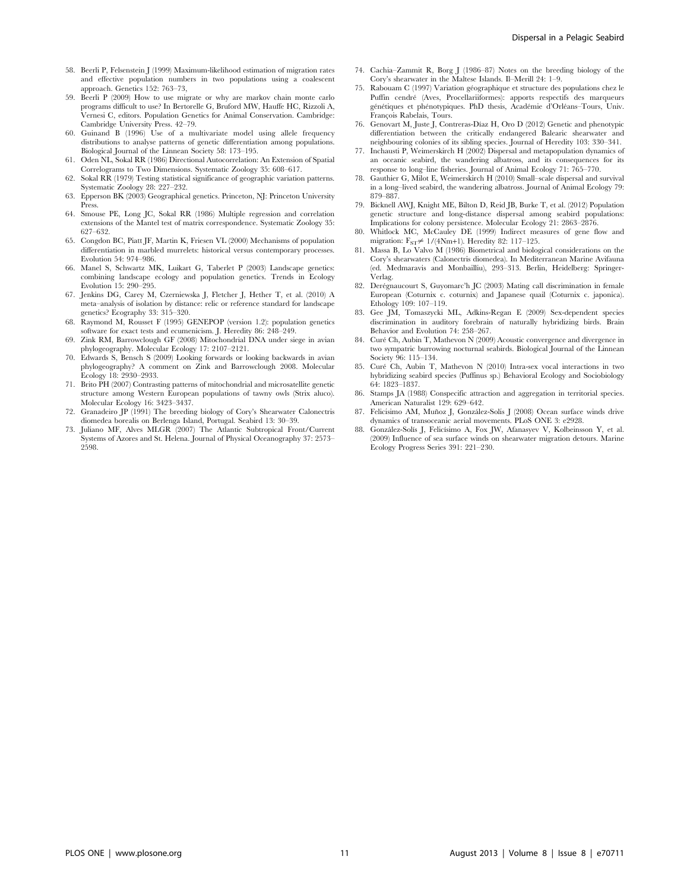58. Beerli P, Felsenstein J (1999) Maximum-likelihood estimation of migration rates and effective population numbers in two populations using a coalescent approach. Genetics 152: 763–73.
59. Beerli P (2009) How to use migrate or why are markov chain monte carlo programs difficult to use? In Bertorelle G, Bruford MW, Hauffe HC, Rizzoli A, Vernesi C, editors. Population Genetics for Animal Conservation. Cambridge: Cambridge University Press. 42–79.
60. Guinand B (1996) Use of a multivariate model using allele frequency distributions to analyse patterns of genetic differentiation among populations. Biological Journal of the Linnean Society 58: 173–195.
61. Oden NL, Sokal RR (1986) Directional Autocorrelation: An Extension of Spatial Correlograms to Two Dimensions. Systematic Zoology 35: 608–617.
62. Sokal RR (1979) Testing statistical significance of geographic variation patterns. Systematic Zoology 28: 227–232.
63. Epperson BK (2003) Geographical genetics. Princeton, NJ: Princeton University Press.
64. Smouse PE, Long JC, Sokal RR (1986) Multiple regression and correlation extensions of the Mantel test of matrix correspondence. Systematic Zoology 35: 627–632.
65. Congdon BC, Piatt JF, Martin K, Friesen VL (2000) Mechanisms of population differentiation in marbled murrelets: historical versus contemporary processes. Evolution 54: 974–986.
66. Manel S, Schwartz MK, Luikart G, Taberlet P (2003) Landscape genetics: combining landscape ecology and population genetics. Trends in Ecology Evolution 15: 290–295.
67. Jenkins DG, Carey M, Czerniewska J, Fletcher J, Hether T, et al. (2010) A meta–analysis of isolation by distance: relic or reference standard for landscape genetics? Ecography 33: 315–320.
68. Raymond M, Rousset F (1995) GENEPOP (version 1.2): population genetics software for exact tests and ecumenicism. J. Heredity 86: 248–249.
69. Zink RM, Barrowclough GF (2008) Mitochondrial DNA under siege in avian phylogeography. Molecular Ecology 17: 2107–2121.
70. Edwards S, Bensch S (2009) Looking forwards or looking backwards in avian phylogeography? A comment on Zink and Barrowclough 2008. Molecular Ecology 18: 2930–2933.
71. Brito PH (2007) Contrasting patterns of mitochondrial and microsatellite genetic structure among Western European populations of tawny owls (Strix aluco). Molecular Ecology 16: 3423–3437.
72. Granadeiro JP (1991) The breeding biology of Cory's Shearwater Calonectris diomedea borealis on Berlenga Island, Portugal. Seabird 13: 30–39.
73. Juliano MF, Alves MLGR (2007) The Atlantic Subtropical Front/Current Systems of Azores and St. Helena. Journal of Physical Oceanography 37: 2573–2598.
74. Cachia–Zammit R, Borg J (1986–87) Notes on the breeding biology of the Cory's shearwater in the Maltese Islands. Il–Merill 24: 1–9.
75. Rabouam C (1997) Variation géographique et structure des populations chez le Puffin cendré (Aves, Procellariiformes): apports respectifs des marqueurs génétiques et phénotypiques. PhD thesis, Académie d'Orléans–Tours, Univ. François Rabelais, Tours.
76. Genovart M, Juste J, Contreras-Díaz H, Oro D (2012) Genetic and phenotypic differentiation between the critically endangered Balearic shearwater and neighbouring colonies of its sibling species. Journal of Heredity 103: 330–341.
77. Inchausti P, Weimerskirch H (2002) Dispersal and metapopulation dynamics of an oceanic seabird, the wandering albatross, and its consequences for its response to long–line fisheries. Journal of Animal Ecology 71: 765–770.
78. Gauthier G, Milot E, Weimerskirch H (2010) Small–scale dispersal and survival in a long–lived seabird, the wandering albatross. Journal of Animal Ecology 79: 879–887.
79. Bicknell AWJ, Knight ME, Bilton D, Reid JB, Burke T, et al. (2012) Population genetic structure and long-distance dispersal among seabird populations: Implications for colony persistence. Molecular Ecology 21: 2863–2876.
80. Whitlock MC, McCauley DE (1999) Indirect measures of gene flow and migration: $F_{ST} \neq 1/(4Nm+1)$. Heredity 82: 117–125.
81. Massa B, Lo Valvo M (1986) Biometrical and biological considerations on the Cory's shearwaters (Calonectris diomedea). In Mediterranean Marine Avifauna (ed. Medmaravis and Monbailliu), 293–313. Berlin, Heidelberg: Springer-Verlag.
82. Derégnaucourt S, Guyomarc'h JC (2003) Mating call discrimination in female European (Coturnix c. coturnix) and Japanese quail (Coturnix c. japonica). Ethology 109: 107–119.
83. Gee JM, Tomaszycki ML, Adkins-Regan E (2009) Sex-dependent species discrimination in auditory forebrain of naturally hybridizing birds. Brain Behavior and Evolution 74: 258–267.
84. Curé Ch, Aubin T, Mathevon N (2009) Acoustic convergence and divergence in two sympatric burrowing nocturnal seabirds. Biological Journal of the Linnean Society 96: 115–134.
85. Curé Ch, Aubin T, Mathevon N (2010) Intra-sex vocal interactions in two hybridizing seabird species (Puffinus sp.) Behavioral Ecology and Sociobiology 64: 1823–1837.
86. Stamps JA (1988) Conspecific attraction and aggregation in territorial species. American Naturalist 129: 629–642.
87. Felicísimo AM, Muñoz J, González-Solis J (2008) Ocean surface winds drive dynamics of transoceanic aerial movements. PLoS ONE 3: e2928.
88. González-Solís J, Felicísimo A, Fox JW, Afanasyev V, Kolbeinsson Y, et al. (2009) Influence of sea surface winds on shearwater migration detours. Marine Ecology Progress Series 391: 221–230.